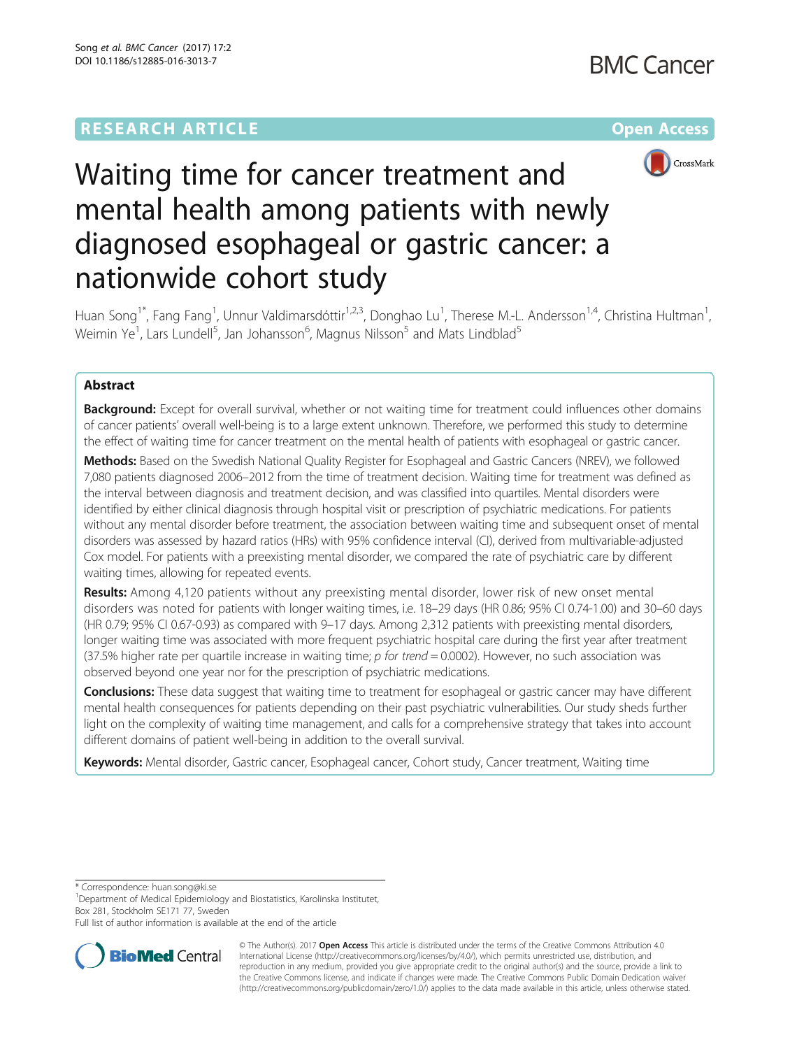RESEARCH ARTICLE

Open Access

# Waiting time for cancer treatment and mental health among patients with newly diagnosed esophageal or gastric cancer: a nationwide cohort study

Huan Song[1*], Fang Fang[1], Unnur Valdimarsdóttir[1,2,3], Donghao Lu[1], Therese M.-L. Andersson[1,4], Christina Hultman[1], Weimin Ye[1], Lars Lundell[5], Jan Johansson[6], Magnus Nilsson[5] and Mats Lindblad[5]

## Abstract

**Background:** Except for overall survival, whether or not waiting time for treatment could influences other domains of cancer patients' overall well-being is to a large extent unknown. Therefore, we performed this study to determine the effect of waiting time for cancer treatment on the mental health of patients with esophageal or gastric cancer.

**Methods:** Based on the Swedish National Quality Register for Esophageal and Gastric Cancers (NREV), we followed 7,080 patients diagnosed 2006–2012 from the time of treatment decision. Waiting time for treatment was defined as the interval between diagnosis and treatment decision, and was classified into quartiles. Mental disorders were identified by either clinical diagnosis through hospital visit or prescription of psychiatric medications. For patients without any mental disorder before treatment, the association between waiting time and subsequent onset of mental disorders was assessed by hazard ratios (HRs) with 95% confidence interval (CI), derived from multivariable-adjusted Cox model. For patients with a preexisting mental disorder, we compared the rate of psychiatric care by different waiting times, allowing for repeated events.

**Results:** Among 4,120 patients without any preexisting mental disorder, lower risk of new onset mental disorders was noted for patients with longer waiting times, i.e. 18–29 days (HR 0.86; 95% CI 0.74-1.00) and 30–60 days (HR 0.79; 95% CI 0.67-0.93) as compared with 9–17 days. Among 2,312 patients with preexisting mental disorders, longer waiting time was associated with more frequent psychiatric hospital care during the first year after treatment (37.5% higher rate per quartile increase in waiting time; *p for trend* = 0.0002). However, no such association was observed beyond one year nor for the prescription of psychiatric medications.

**Conclusions:** These data suggest that waiting time to treatment for esophageal or gastric cancer may have different mental health consequences for patients depending on their past psychiatric vulnerabilities. Our study sheds further light on the complexity of waiting time management, and calls for a comprehensive strategy that takes into account different domains of patient well-being in addition to the overall survival.

**Keywords:** Mental disorder, Gastric cancer, Esophageal cancer, Cohort study, Cancer treatment, Waiting time

\* Correspondence: huan.song@ki.se
[1]Department of Medical Epidemiology and Biostatistics, Karolinska Institutet, Box 281, Stockholm SE171 77, Sweden
Full list of author information is available at the end of the article

© The Author(s). 2017 **Open Access** This article is distributed under the terms of the Creative Commons Attribution 4.0 International License (http://creativecommons.org/licenses/by/4.0/), which permits unrestricted use, distribution, and reproduction in any medium, provided you give appropriate credit to the original author(s) and the source, provide a link to the Creative Commons license, and indicate if changes were made. The Creative Commons Public Domain Dedication waiver (http://creativecommons.org/publicdomain/zero/1.0/) applies to the data made available in this article, unless otherwise stated.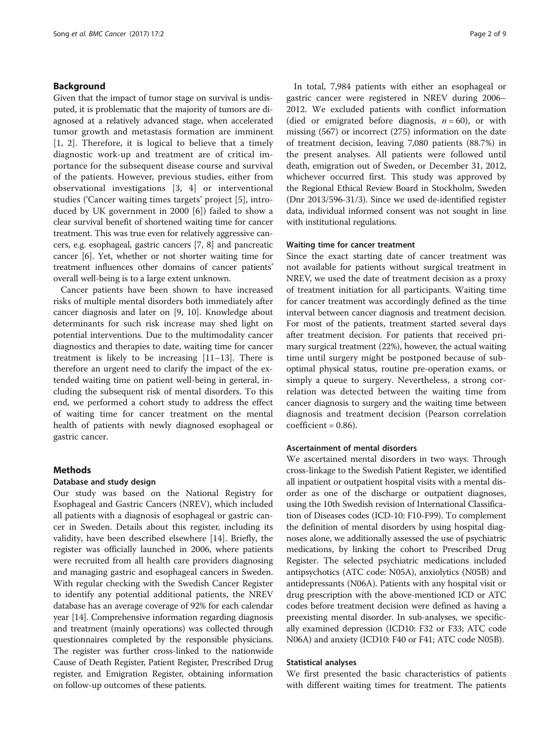## Background

Given that the impact of tumor stage on survival is undisputed, it is problematic that the majority of tumors are diagnosed at a relatively advanced stage, when accelerated tumor growth and metastasis formation are imminent [1, 2]. Therefore, it is logical to believe that a timely diagnostic work-up and treatment are of critical importance for the subsequent disease course and survival of the patients. However, previous studies, either from observational investigations [3, 4] or interventional studies ('Cancer waiting times targets' project [5], introduced by UK government in 2000 [6]) failed to show a clear survival benefit of shortened waiting time for cancer treatment. This was true even for relatively aggressive cancers, e.g. esophageal, gastric cancers [7, 8] and pancreatic cancer [6]. Yet, whether or not shorter waiting time for treatment influences other domains of cancer patients' overall well-being is to a large extent unknown.

Cancer patients have been shown to have increased risks of multiple mental disorders both immediately after cancer diagnosis and later on [9, 10]. Knowledge about determinants for such risk increase may shed light on potential interventions. Due to the multimodality cancer diagnostics and therapies to date, waiting time for cancer treatment is likely to be increasing [11–13]. There is therefore an urgent need to clarify the impact of the extended waiting time on patient well-being in general, including the subsequent risk of mental disorders. To this end, we performed a cohort study to address the effect of waiting time for cancer treatment on the mental health of patients with newly diagnosed esophageal or gastric cancer.

## Methods

### Database and study design

Our study was based on the National Registry for Esophageal and Gastric Cancers (NREV), which included all patients with a diagnosis of esophageal or gastric cancer in Sweden. Details about this register, including its validity, have been described elsewhere [14]. Briefly, the register was officially launched in 2006, where patients were recruited from all health care providers diagnosing and managing gastric and esophageal cancers in Sweden. With regular checking with the Swedish Cancer Register to identify any potential additional patients, the NREV database has an average coverage of 92% for each calendar year [14]. Comprehensive information regarding diagnosis and treatment (mainly operations) was collected through questionnaires completed by the responsible physicians. The register was further cross-linked to the nationwide Cause of Death Register, Patient Register, Prescribed Drug register, and Emigration Register, obtaining information on follow-up outcomes of these patients.

In total, 7,984 patients with either an esophageal or gastric cancer were registered in NREV during 2006–2012. We excluded patients with conflict information (died or emigrated before diagnosis, $n = 60$), or with missing (567) or incorrect (275) information on the date of treatment decision, leaving 7,080 patients (88.7%) in the present analyses. All patients were followed until death, emigration out of Sweden, or December 31, 2012, whichever occurred first. This study was approved by the Regional Ethical Review Board in Stockholm, Sweden (Dnr 2013/596-31/3). Since we used de-identified register data, individual informed consent was not sought in line with institutional regulations.

### Waiting time for cancer treatment

Since the exact starting date of cancer treatment was not available for patients without surgical treatment in NREV, we used the date of treatment decision as a proxy of treatment initiation for all participants. Waiting time for cancer treatment was accordingly defined as the time interval between cancer diagnosis and treatment decision. For most of the patients, treatment started several days after treatment decision. For patients that received primary surgical treatment (22%), however, the actual waiting time until surgery might be postponed because of suboptimal physical status, routine pre-operation exams, or simply a queue to surgery. Nevertheless, a strong correlation was detected between the waiting time from cancer diagnosis to surgery and the waiting time between diagnosis and treatment decision (Pearson correlation coefficient = 0.86).

### Ascertainment of mental disorders

We ascertained mental disorders in two ways. Through cross-linkage to the Swedish Patient Register, we identified all inpatient or outpatient hospital visits with a mental disorder as one of the discharge or outpatient diagnoses, using the 10th Swedish revision of International Classification of Diseases codes (ICD-10: F10-F99). To complement the definition of mental disorders by using hospital diagnoses alone, we additionally assessed the use of psychiatric medications, by linking the cohort to Prescribed Drug Register. The selected psychiatric medications included antipsychotics (ATC code: N05A), anxiolytics (N05B) and antidepressants (N06A). Patients with any hospital visit or drug prescription with the above-mentioned ICD or ATC codes before treatment decision were defined as having a preexisting mental disorder. In sub-analyses, we specifically examined depression (ICD10: F32 or F33; ATC code N06A) and anxiety (ICD10: F40 or F41; ATC code N05B).

### Statistical analyses

We first presented the basic characteristics of patients with different waiting times for treatment. The patients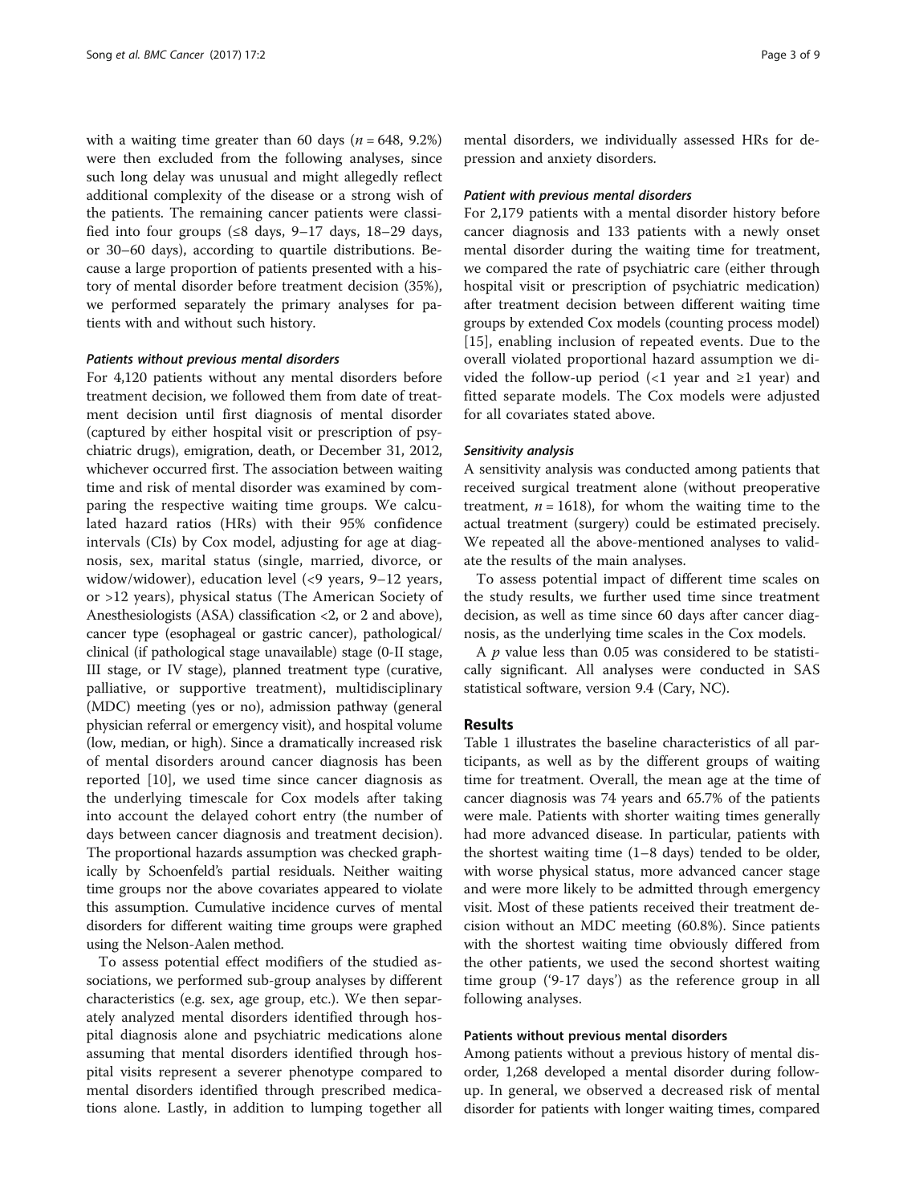with a waiting time greater than 60 days ($n = 648$, 9.2%) were then excluded from the following analyses, since such long delay was unusual and might allegedly reflect additional complexity of the disease or a strong wish of the patients. The remaining cancer patients were classified into four groups (≤8 days, 9–17 days, 18–29 days, or 30–60 days), according to quartile distributions. Because a large proportion of patients presented with a history of mental disorder before treatment decision (35%), we performed separately the primary analyses for patients with and without such history.

#### *Patients without previous mental disorders*

For 4,120 patients without any mental disorders before treatment decision, we followed them from date of treatment decision until first diagnosis of mental disorder (captured by either hospital visit or prescription of psychiatric drugs), emigration, death, or December 31, 2012, whichever occurred first. The association between waiting time and risk of mental disorder was examined by comparing the respective waiting time groups. We calculated hazard ratios (HRs) with their 95% confidence intervals (CIs) by Cox model, adjusting for age at diagnosis, sex, marital status (single, married, divorce, or widow/widower), education level (<9 years, 9–12 years, or >12 years), physical status (The American Society of Anesthesiologists (ASA) classification <2, or 2 and above), cancer type (esophageal or gastric cancer), pathological/clinical (if pathological stage unavailable) stage (0-II stage, III stage, or IV stage), planned treatment type (curative, palliative, or supportive treatment), multidisciplinary (MDC) meeting (yes or no), admission pathway (general physician referral or emergency visit), and hospital volume (low, median, or high). Since a dramatically increased risk of mental disorders around cancer diagnosis has been reported [10], we used time since cancer diagnosis as the underlying timescale for Cox models after taking into account the delayed cohort entry (the number of days between cancer diagnosis and treatment decision). The proportional hazards assumption was checked graphically by Schoenfeld's partial residuals. Neither waiting time groups nor the above covariates appeared to violate this assumption. Cumulative incidence curves of mental disorders for different waiting time groups were graphed using the Nelson-Aalen method.

To assess potential effect modifiers of the studied associations, we performed sub-group analyses by different characteristics (e.g. sex, age group, etc.). We then separately analyzed mental disorders identified through hospital diagnosis alone and psychiatric medications alone assuming that mental disorders identified through hospital visits represent a severer phenotype compared to mental disorders identified through prescribed medications alone. Lastly, in addition to lumping together all mental disorders, we individually assessed HRs for depression and anxiety disorders.

#### *Patient with previous mental disorders*

For 2,179 patients with a mental disorder history before cancer diagnosis and 133 patients with a newly onset mental disorder during the waiting time for treatment, we compared the rate of psychiatric care (either through hospital visit or prescription of psychiatric medication) after treatment decision between different waiting time groups by extended Cox models (counting process model) [15], enabling inclusion of repeated events. Due to the overall violated proportional hazard assumption we divided the follow-up period (<1 year and ≥1 year) and fitted separate models. The Cox models were adjusted for all covariates stated above.

#### *Sensitivity analysis*

A sensitivity analysis was conducted among patients that received surgical treatment alone (without preoperative treatment, $n = 1618$), for whom the waiting time to the actual treatment (surgery) could be estimated precisely. We repeated all the above-mentioned analyses to validate the results of the main analyses.

To assess potential impact of different time scales on the study results, we further used time since treatment decision, as well as time since 60 days after cancer diagnosis, as the underlying time scales in the Cox models.

A $p$ value less than 0.05 was considered to be statistically significant. All analyses were conducted in SAS statistical software, version 9.4 (Cary, NC).

## Results

Table 1 illustrates the baseline characteristics of all participants, as well as by the different groups of waiting time for treatment. Overall, the mean age at the time of cancer diagnosis was 74 years and 65.7% of the patients were male. Patients with shorter waiting times generally had more advanced disease. In particular, patients with the shortest waiting time (1–8 days) tended to be older, with worse physical status, more advanced cancer stage and were more likely to be admitted through emergency visit. Most of these patients received their treatment decision without an MDC meeting (60.8%). Since patients with the shortest waiting time obviously differed from the other patients, we used the second shortest waiting time group ('9-17 days') as the reference group in all following analyses.

### Patients without previous mental disorders

Among patients without a previous history of mental disorder, 1,268 developed a mental disorder during follow-up. In general, we observed a decreased risk of mental disorder for patients with longer waiting times, compared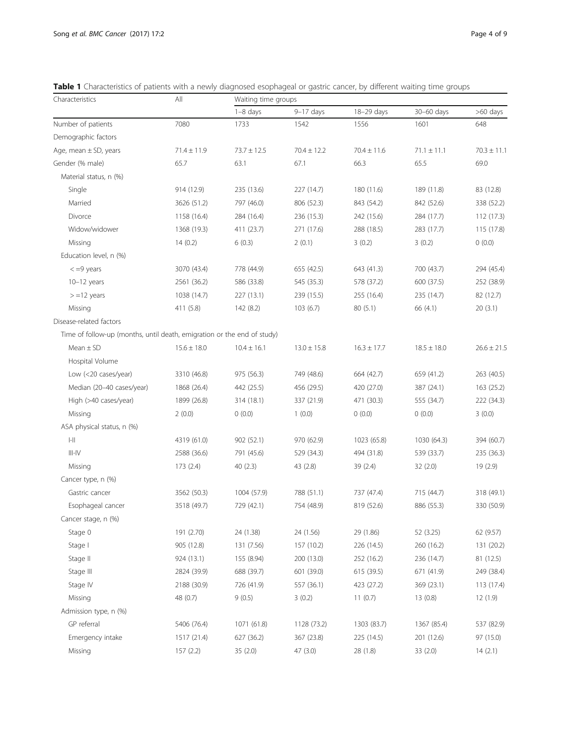**Table 1** Characteristics of patients with a newly diagnosed esophageal or gastric cancer, by different waiting time groups

| Characteristics | All | Waiting time groups | | | | |
|---|---|---|---|---|---|---|
| | | 1–8 days | 9–17 days | 18–29 days | 30–60 days | >60 days |
| Number of patients | 7080 | 1733 | 1542 | 1556 | 1601 | 648 |
| Demographic factors | | | | | | |
| Age, mean ± SD, years | 71.4 ± 11.9 | 73.7 ± 12.5 | 70.4 ± 12.2 | 70.4 ± 11.6 | 71.1 ± 11.1 | 70.3 ± 11.1 |
| Gender (% male) | 65.7 | 63.1 | 67.1 | 66.3 | 65.5 | 69.0 |
| Material status, n (%) | | | | | | |
| Single | 914 (12.9) | 235 (13.6) | 227 (14.7) | 180 (11.6) | 189 (11.8) | 83 (12.8) |
| Married | 3626 (51.2) | 797 (46.0) | 806 (52.3) | 843 (54.2) | 842 (52.6) | 338 (52.2) |
| Divorce | 1158 (16.4) | 284 (16.4) | 236 (15.3) | 242 (15.6) | 284 (17.7) | 112 (17.3) |
| Widow/widower | 1368 (19.3) | 411 (23.7) | 271 (17.6) | 288 (18.5) | 283 (17.7) | 115 (17.8) |
| Missing | 14 (0.2) | 6 (0.3) | 2 (0.1) | 3 (0.2) | 3 (0.2) | 0 (0.0) |
| Education level, n (%) | | | | | | |
| <=9 years | 3070 (43.4) | 778 (44.9) | 655 (42.5) | 643 (41.3) | 700 (43.7) | 294 (45.4) |
| 10–12 years | 2561 (36.2) | 586 (33.8) | 545 (35.3) | 578 (37.2) | 600 (37.5) | 252 (38.9) |
| >=12 years | 1038 (14.7) | 227 (13.1) | 239 (15.5) | 255 (16.4) | 235 (14.7) | 82 (12.7) |
| Missing | 411 (5.8) | 142 (8.2) | 103 (6.7) | 80 (5.1) | 66 (4.1) | 20 (3.1) |
| Disease-related factors | | | | | | |
| Time of follow-up (months, until death, emigration or the end of study) | | | | | | |
| Mean ± SD | 15.6 ± 18.0 | 10.4 ± 16.1 | 13.0 ± 15.8 | 16.3 ± 17.7 | 18.5 ± 18.0 | 26.6 ± 21.5 |
| Hospital Volume | | | | | | |
| Low (<20 cases/year) | 3310 (46.8) | 975 (56.3) | 749 (48.6) | 664 (42.7) | 659 (41.2) | 263 (40.5) |
| Median (20–40 cases/year) | 1868 (26.4) | 442 (25.5) | 456 (29.5) | 420 (27.0) | 387 (24.1) | 163 (25.2) |
| High (>40 cases/year) | 1899 (26.8) | 314 (18.1) | 337 (21.9) | 471 (30.3) | 555 (34.7) | 222 (34.3) |
| Missing | 2 (0.0) | 0 (0.0) | 1 (0.0) | 0 (0.0) | 0 (0.0) | 3 (0.0) |
| ASA physical status, n (%) | | | | | | |
| I-II | 4319 (61.0) | 902 (52.1) | 970 (62.9) | 1023 (65.8) | 1030 (64.3) | 394 (60.7) |
| III-IV | 2588 (36.6) | 791 (45.6) | 529 (34.3) | 494 (31.8) | 539 (33.7) | 235 (36.3) |
| Missing | 173 (2.4) | 40 (2.3) | 43 (2.8) | 39 (2.4) | 32 (2.0) | 19 (2.9) |
| Cancer type, n (%) | | | | | | |
| Gastric cancer | 3562 (50.3) | 1004 (57.9) | 788 (51.1) | 737 (47.4) | 715 (44.7) | 318 (49.1) |
| Esophageal cancer | 3518 (49.7) | 729 (42.1) | 754 (48.9) | 819 (52.6) | 886 (55.3) | 330 (50.9) |
| Cancer stage, n (%) | | | | | | |
| Stage 0 | 191 (2.70) | 24 (1.38) | 24 (1.56) | 29 (1.86) | 52 (3.25) | 62 (9.57) |
| Stage I | 905 (12.8) | 131 (7.56) | 157 (10.2) | 226 (14.5) | 260 (16.2) | 131 (20.2) |
| Stage II | 924 (13.1) | 155 (8.94) | 200 (13.0) | 252 (16.2) | 236 (14.7) | 81 (12.5) |
| Stage III | 2824 (39.9) | 688 (39.7) | 601 (39.0) | 615 (39.5) | 671 (41.9) | 249 (38.4) |
| Stage IV | 2188 (30.9) | 726 (41.9) | 557 (36.1) | 423 (27.2) | 369 (23.1) | 113 (17.4) |
| Missing | 48 (0.7) | 9 (0.5) | 3 (0.2) | 11 (0.7) | 13 (0.8) | 12 (1.9) |
| Admission type, n (%) | | | | | | |
| GP referral | 5406 (76.4) | 1071 (61.8) | 1128 (73.2) | 1303 (83.7) | 1367 (85.4) | 537 (82.9) |
| Emergency intake | 1517 (21.4) | 627 (36.2) | 367 (23.8) | 225 (14.5) | 201 (12.6) | 97 (15.0) |
| Missing | 157 (2.2) | 35 (2.0) | 47 (3.0) | 28 (1.8) | 33 (2.0) | 14 (2.1) |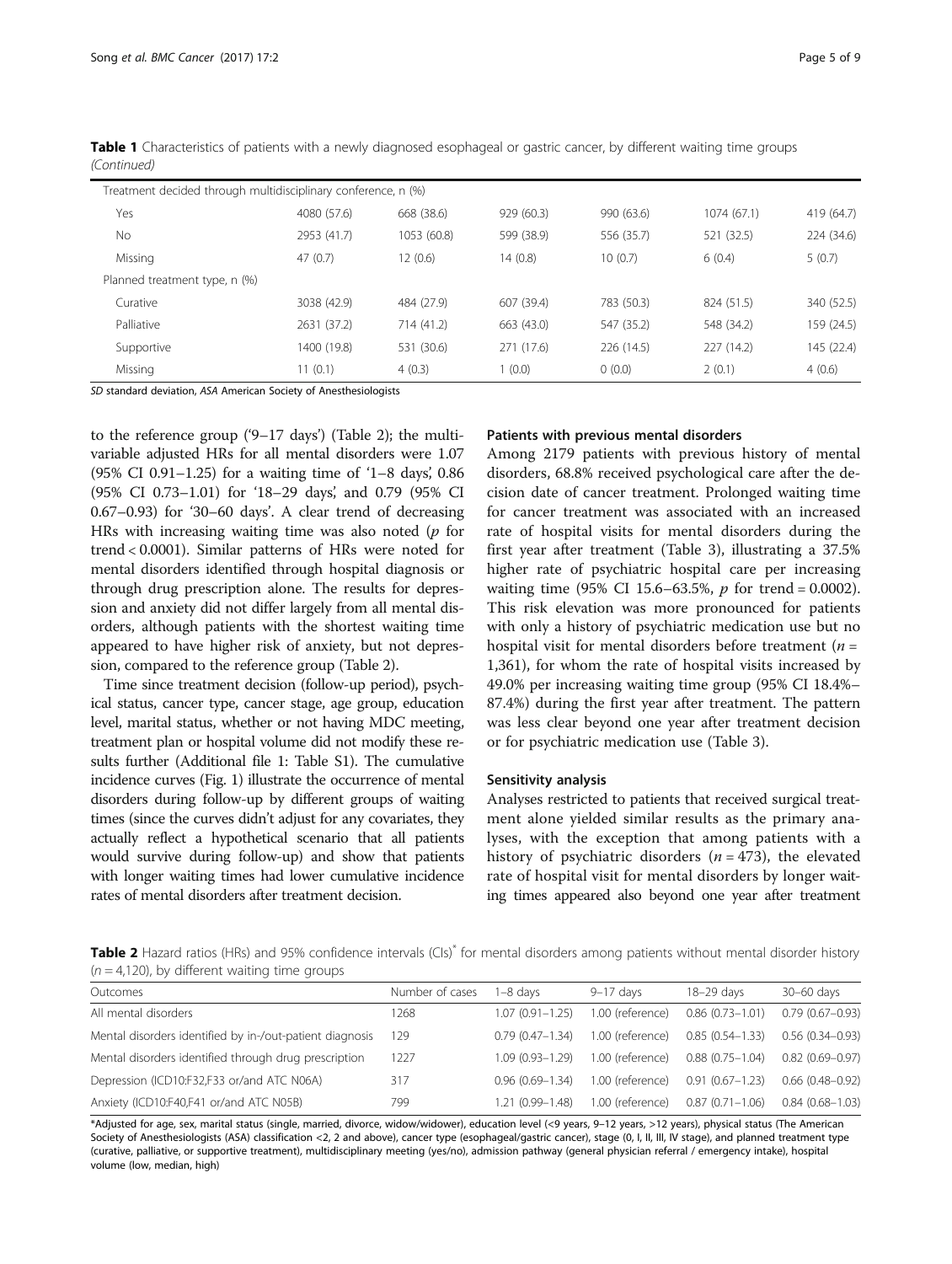**Table 1** Characteristics of patients with a newly diagnosed esophageal or gastric cancer, by different waiting time groups *(Continued)*

| | | | | | | |
|---|---|---|---|---|---|---|
| Treatment decided through multidisciplinary conference, n (%) | | | | | | |
| Yes | 4080 (57.6) | 668 (38.6) | 929 (60.3) | 990 (63.6) | 1074 (67.1) | 419 (64.7) |
| No | 2953 (41.7) | 1053 (60.8) | 599 (38.9) | 556 (35.7) | 521 (32.5) | 224 (34.6) |
| Missing | 47 (0.7) | 12 (0.6) | 14 (0.8) | 10 (0.7) | 6 (0.4) | 5 (0.7) |
| Planned treatment type, n (%) | | | | | | |
| Curative | 3038 (42.9) | 484 (27.9) | 607 (39.4) | 783 (50.3) | 824 (51.5) | 340 (52.5) |
| Palliative | 2631 (37.2) | 714 (41.2) | 663 (43.0) | 547 (35.2) | 548 (34.2) | 159 (24.5) |
| Supportive | 1400 (19.8) | 531 (30.6) | 271 (17.6) | 226 (14.5) | 227 (14.2) | 145 (22.4) |
| Missing | 11 (0.1) | 4 (0.3) | 1 (0.0) | 0 (0.0) | 2 (0.1) | 4 (0.6) |

*SD* standard deviation, *ASA* American Society of Anesthesiologists

to the reference group ('9–17 days') (Table 2); the multivariable adjusted HRs for all mental disorders were 1.07 (95% CI 0.91–1.25) for a waiting time of '1–8 days', 0.86 (95% CI 0.73–1.01) for '18–29 days', and 0.79 (95% CI 0.67–0.93) for '30–60 days'. A clear trend of decreasing HRs with increasing waiting time was also noted ($p$ for trend < 0.0001). Similar patterns of HRs were noted for mental disorders identified through hospital diagnosis or through drug prescription alone. The results for depression and anxiety did not differ largely from all mental disorders, although patients with the shortest waiting time appeared to have higher risk of anxiety, but not depression, compared to the reference group (Table 2).

Time since treatment decision (follow-up period), psychical status, cancer type, cancer stage, age group, education level, marital status, whether or not having MDC meeting, treatment plan or hospital volume did not modify these results further (Additional file 1: Table S1). The cumulative incidence curves (Fig. 1) illustrate the occurrence of mental disorders during follow-up by different groups of waiting times (since the curves didn't adjust for any covariates, they actually reflect a hypothetical scenario that all patients would survive during follow-up) and show that patients with longer waiting times had lower cumulative incidence rates of mental disorders after treatment decision.

### Patients with previous mental disorders

Among 2179 patients with previous history of mental disorders, 68.8% received psychological care after the decision date of cancer treatment. Prolonged waiting time for cancer treatment was associated with an increased rate of hospital visits for mental disorders during the first year after treatment (Table 3), illustrating a 37.5% higher rate of psychiatric hospital care per increasing waiting time (95% CI 15.6–63.5%, $p$ for trend = 0.0002). This risk elevation was more pronounced for patients with only a history of psychiatric medication use but no hospital visit for mental disorders before treatment ($n$ = 1,361), for whom the rate of hospital visits increased by 49.0% per increasing waiting time group (95% CI 18.4%–87.4%) during the first year after treatment. The pattern was less clear beyond one year after treatment decision or for psychiatric medication use (Table 3).

### Sensitivity analysis

Analyses restricted to patients that received surgical treatment alone yielded similar results as the primary analyses, with the exception that among patients with a history of psychiatric disorders ($n$ = 473), the elevated rate of hospital visit for mental disorders by longer waiting times appeared also beyond one year after treatment

**Table 2** Hazard ratios (HRs) and 95% confidence intervals (CIs)* for mental disorders among patients without mental disorder history ($n$ = 4,120), by different waiting time groups

| Outcomes | Number of cases | 1–8 days | 9–17 days | 18–29 days | 30–60 days |
|---|---|---|---|---|---|
| All mental disorders | 1268 | 1.07 (0.91–1.25) | 1.00 (reference) | 0.86 (0.73–1.01) | 0.79 (0.67–0.93) |
| Mental disorders identified by in-/out-patient diagnosis | 129 | 0.79 (0.47–1.34) | 1.00 (reference) | 0.85 (0.54–1.33) | 0.56 (0.34–0.93) |
| Mental disorders identified through drug prescription | 1227 | 1.09 (0.93–1.29) | 1.00 (reference) | 0.88 (0.75–1.04) | 0.82 (0.69–0.97) |
| Depression (ICD10:F32,F33 or/and ATC N06A) | 317 | 0.96 (0.69–1.34) | 1.00 (reference) | 0.91 (0.67–1.23) | 0.66 (0.48–0.92) |
| Anxiety (ICD10:F40,F41 or/and ATC N05B) | 799 | 1.21 (0.99–1.48) | 1.00 (reference) | 0.87 (0.71–1.06) | 0.84 (0.68–1.03) |

*Adjusted for age, sex, marital status (single, married, divorce, widow/widower), education level (<9 years, 9–12 years, >12 years), physical status (The American Society of Anesthesiologists (ASA) classification <2, 2 and above), cancer type (esophageal/gastric cancer), stage (0, I, II, III, IV stage), and planned treatment type (curative, palliative, or supportive treatment), multidisciplinary meeting (yes/no), admission pathway (general physician referral / emergency intake), hospital volume (low, median, high)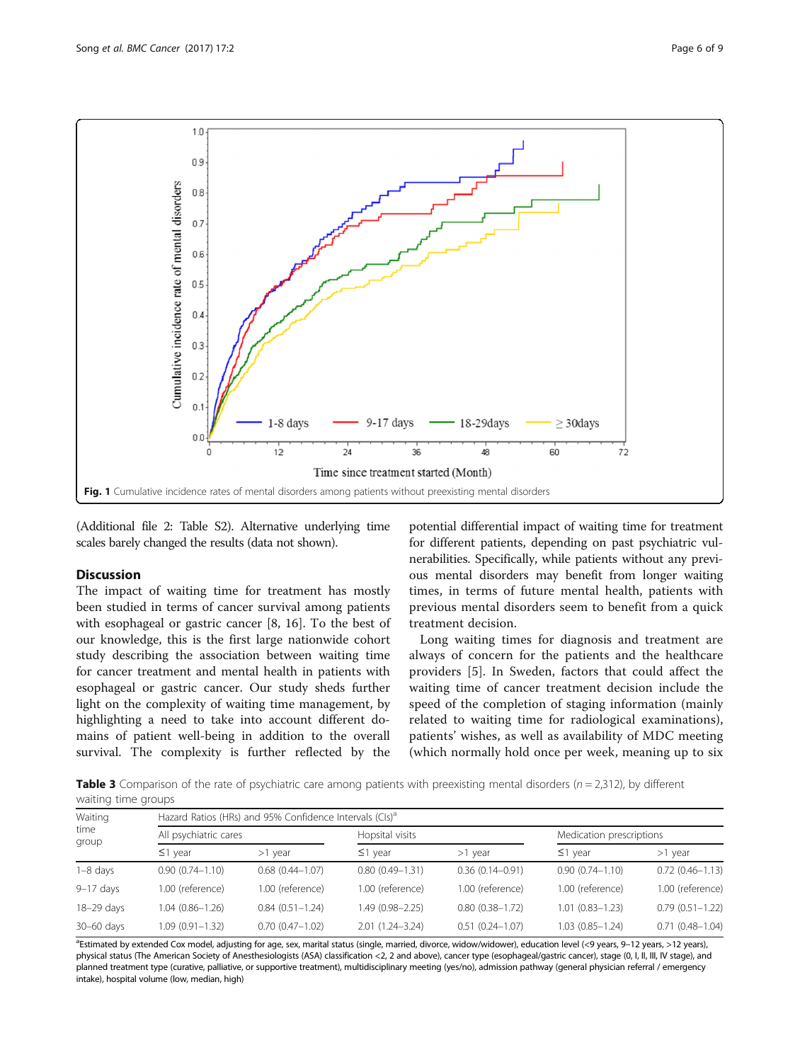Fig. 1 Cumulative incidence rates of mental disorders among patients without preexisting mental disorders

(Additional file 2: Table S2). Alternative underlying time scales barely changed the results (data not shown).

## Discussion

The impact of waiting time for treatment has mostly been studied in terms of cancer survival among patients with esophageal or gastric cancer [8, 16]. To the best of our knowledge, this is the first large nationwide cohort study describing the association between waiting time for cancer treatment and mental health in patients with esophageal or gastric cancer. Our study sheds further light on the complexity of waiting time management, by highlighting a need to take into account different domains of patient well-being in addition to the overall survival. The complexity is further reflected by the potential differential impact of waiting time for treatment for different patients, depending on past psychiatric vulnerabilities. Specifically, while patients without any previous mental disorders may benefit from longer waiting times, in terms of future mental health, patients with previous mental disorders seem to benefit from a quick treatment decision.

Long waiting times for diagnosis and treatment are always of concern for the patients and the healthcare providers [5]. In Sweden, factors that could affect the waiting time of cancer treatment decision include the speed of the completion of staging information (mainly related to waiting time for radiological examinations), patients' wishes, as well as availability of MDC meeting (which normally hold once per week, meaning up to six

**Table 3** Comparison of the rate of psychiatric care among patients with preexisting mental disorders ($n = 2{,}312$), by different waiting time groups

| Waiting time group | Hazard Ratios (HRs) and 95% Confidence Intervals (CIs)[a] | | | | | |
|---|---|---|---|---|---|---|
| | All psychiatric cares | | Hopsital visits | | Medication prescriptions | |
| | ≤1 year | >1 year | ≤1 year | >1 year | ≤1 year | >1 year |
| 1–8 days | 0.90 (0.74–1.10) | 0.68 (0.44–1.07) | 0.80 (0.49–1.31) | 0.36 (0.14–0.91) | 0.90 (0.74–1.10) | 0.72 (0.46–1.13) |
| 9–17 days | 1.00 (reference) | 1.00 (reference) | 1.00 (reference) | 1.00 (reference) | 1.00 (reference) | 1.00 (reference) |
| 18–29 days | 1.04 (0.86–1.26) | 0.84 (0.51–1.24) | 1.49 (0.98–2.25) | 0.80 (0.38–1.72) | 1.01 (0.83–1.23) | 0.79 (0.51–1.22) |
| 30–60 days | 1.09 (0.91–1.32) | 0.70 (0.47–1.02) | 2.01 (1.24–3.24) | 0.51 (0.24–1.07) | 1.03 (0.85–1.24) | 0.71 (0.48–1.04) |

[a]Estimated by extended Cox model, adjusting for age, sex, marital status (single, married, divorce, widow/widower), education level (<9 years, 9–12 years, >12 years), physical status (The American Society of Anesthesiologists (ASA) classification <2, 2 and above), cancer type (esophageal/gastric cancer), stage (0, I, II, III, IV stage), and planned treatment type (curative, palliative, or supportive treatment), multidisciplinary meeting (yes/no), admission pathway (general physician referral / emergency intake), hospital volume (low, median, high)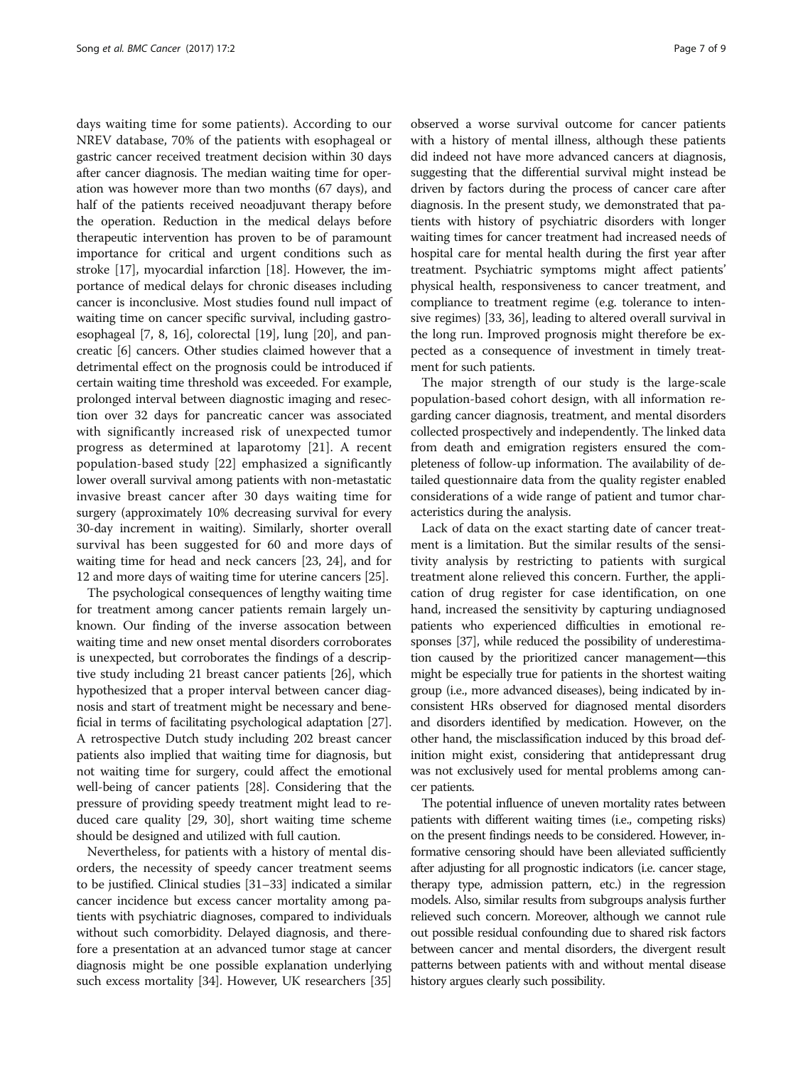days waiting time for some patients). According to our NREV database, 70% of the patients with esophageal or gastric cancer received treatment decision within 30 days after cancer diagnosis. The median waiting time for operation was however more than two months (67 days), and half of the patients received neoadjuvant therapy before the operation. Reduction in the medical delays before therapeutic intervention has proven to be of paramount importance for critical and urgent conditions such as stroke [17], myocardial infarction [18]. However, the importance of medical delays for chronic diseases including cancer is inconclusive. Most studies found null impact of waiting time on cancer specific survival, including gastroesophageal [7, 8, 16], colorectal [19], lung [20], and pancreatic [6] cancers. Other studies claimed however that a detrimental effect on the prognosis could be introduced if certain waiting time threshold was exceeded. For example, prolonged interval between diagnostic imaging and resection over 32 days for pancreatic cancer was associated with significantly increased risk of unexpected tumor progress as determined at laparotomy [21]. A recent population-based study [22] emphasized a significantly lower overall survival among patients with non-metastatic invasive breast cancer after 30 days waiting time for surgery (approximately 10% decreasing survival for every 30-day increment in waiting). Similarly, shorter overall survival has been suggested for 60 and more days of waiting time for head and neck cancers [23, 24], and for 12 and more days of waiting time for uterine cancers [25].

The psychological consequences of lengthy waiting time for treatment among cancer patients remain largely unknown. Our finding of the inverse assocation between waiting time and new onset mental disorders corroborates is unexpected, but corroborates the findings of a descriptive study including 21 breast cancer patients [26], which hypothesized that a proper interval between cancer diagnosis and start of treatment might be necessary and beneficial in terms of facilitating psychological adaptation [27]. A retrospective Dutch study including 202 breast cancer patients also implied that waiting time for diagnosis, but not waiting time for surgery, could affect the emotional well-being of cancer patients [28]. Considering that the pressure of providing speedy treatment might lead to reduced care quality [29, 30], short waiting time scheme should be designed and utilized with full caution.

Nevertheless, for patients with a history of mental disorders, the necessity of speedy cancer treatment seems to be justified. Clinical studies [31–33] indicated a similar cancer incidence but excess cancer mortality among patients with psychiatric diagnoses, compared to individuals without such comorbidity. Delayed diagnosis, and therefore a presentation at an advanced tumor stage at cancer diagnosis might be one possible explanation underlying such excess mortality [34]. However, UK researchers [35] observed a worse survival outcome for cancer patients with a history of mental illness, although these patients did indeed not have more advanced cancers at diagnosis, suggesting that the differential survival might instead be driven by factors during the process of cancer care after diagnosis. In the present study, we demonstrated that patients with history of psychiatric disorders with longer waiting times for cancer treatment had increased needs of hospital care for mental health during the first year after treatment. Psychiatric symptoms might affect patients' physical health, responsiveness to cancer treatment, and compliance to treatment regime (e.g. tolerance to intensive regimes) [33, 36], leading to altered overall survival in the long run. Improved prognosis might therefore be expected as a consequence of investment in timely treatment for such patients.

The major strength of our study is the large-scale population-based cohort design, with all information regarding cancer diagnosis, treatment, and mental disorders collected prospectively and independently. The linked data from death and emigration registers ensured the completeness of follow-up information. The availability of detailed questionnaire data from the quality register enabled considerations of a wide range of patient and tumor characteristics during the analysis.

Lack of data on the exact starting date of cancer treatment is a limitation. But the similar results of the sensitivity analysis by restricting to patients with surgical treatment alone relieved this concern. Further, the application of drug register for case identification, on one hand, increased the sensitivity by capturing undiagnosed patients who experienced difficulties in emotional responses [37], while reduced the possibility of underestimation caused by the prioritized cancer management—this might be especially true for patients in the shortest waiting group (i.e., more advanced diseases), being indicated by inconsistent HRs observed for diagnosed mental disorders and disorders identified by medication. However, on the other hand, the misclassification induced by this broad definition might exist, considering that antidepressant drug was not exclusively used for mental problems among cancer patients.

The potential influence of uneven mortality rates between patients with different waiting times (i.e., competing risks) on the present findings needs to be considered. However, informative censoring should have been alleviated sufficiently after adjusting for all prognostic indicators (i.e. cancer stage, therapy type, admission pattern, etc.) in the regression models. Also, similar results from subgroups analysis further relieved such concern. Moreover, although we cannot rule out possible residual confounding due to shared risk factors between cancer and mental disorders, the divergent result patterns between patients with and without mental disease history argues clearly such possibility.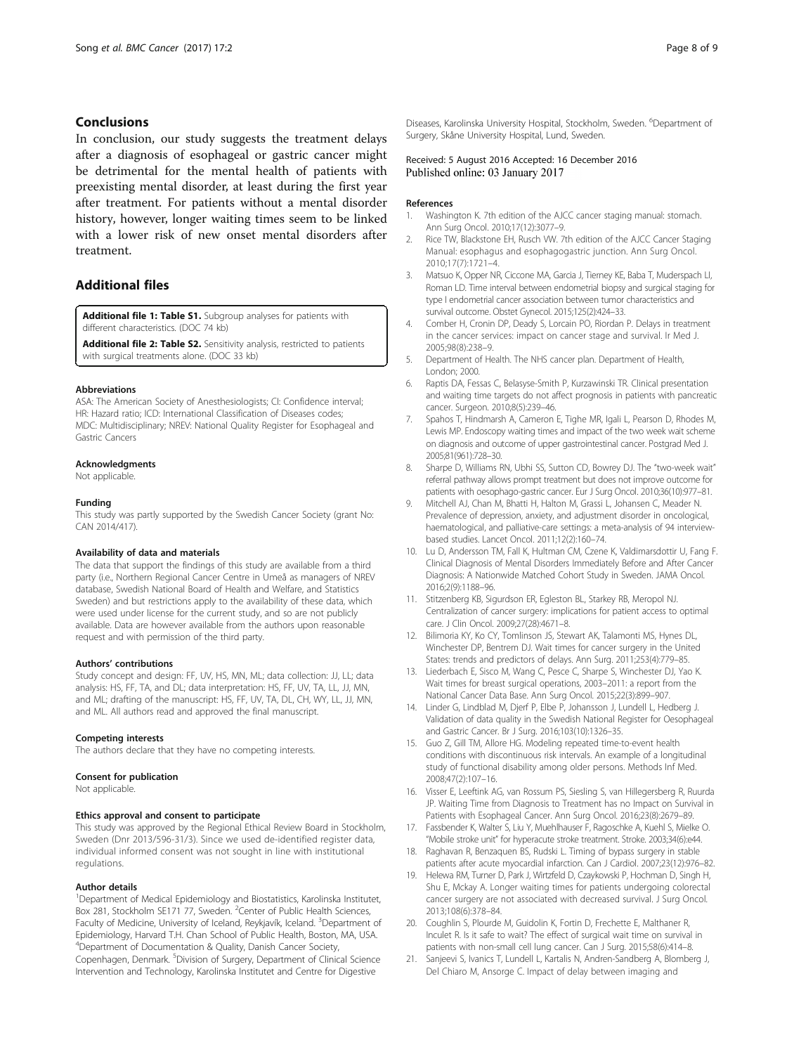## Conclusions

In conclusion, our study suggests the treatment delays after a diagnosis of esophageal or gastric cancer might be detrimental for the mental health of patients with preexisting mental disorder, at least during the first year after treatment. For patients without a mental disorder history, however, longer waiting times seem to be linked with a lower risk of new onset mental disorders after treatment.

## Additional files

**Additional file 1: Table S1.** Subgroup analyses for patients with different characteristics. (DOC 74 kb)

**Additional file 2: Table S2.** Sensitivity analysis, restricted to patients with surgical treatments alone. (DOC 33 kb)

#### Abbreviations

ASA: The American Society of Anesthesiologists; CI: Confidence interval; HR: Hazard ratio; ICD: International Classification of Diseases codes; MDC: Multidisciplinary; NREV: National Quality Register for Esophageal and Gastric Cancers

#### Acknowledgments

Not applicable.

#### Funding

This study was partly supported by the Swedish Cancer Society (grant No: CAN 2014/417).

#### Availability of data and materials

The data that support the findings of this study are available from a third party (i.e., Northern Regional Cancer Centre in Umeå as managers of NREV database, Swedish National Board of Health and Welfare, and Statistics Sweden) and but restrictions apply to the availability of these data, which were used under license for the current study, and so are not publicly available. Data are however available from the authors upon reasonable request and with permission of the third party.

#### Authors' contributions

Study concept and design: FF, UV, HS, MN, ML; data collection: JJ, LL; data analysis: HS, FF, TA, and DL; data interpretation: HS, FF, UV, TA, LL, JJ, MN, and ML; drafting of the manuscript: HS, FF, UV, TA, DL, CH, WY, LL, JJ, MN, and ML. All authors read and approved the final manuscript.

#### Competing interests

The authors declare that they have no competing interests.

#### Consent for publication

Not applicable.

#### Ethics approval and consent to participate

This study was approved by the Regional Ethical Review Board in Stockholm, Sweden (Dnr 2013/596-31/3). Since we used de-identified register data, individual informed consent was not sought in line with institutional regulations.

#### Author details

[1]Department of Medical Epidemiology and Biostatistics, Karolinska Institutet, Box 281, Stockholm SE171 77, Sweden. [2]Center of Public Health Sciences, Faculty of Medicine, University of Iceland, Reykjavík, Iceland. [3]Department of Epidemiology, Harvard T.H. Chan School of Public Health, Boston, MA, USA. [4]Department of Documentation & Quality, Danish Cancer Society, Copenhagen, Denmark. [5]Division of Surgery, Department of Clinical Science Intervention and Technology, Karolinska Institutet and Centre for Digestive Diseases, Karolinska University Hospital, Stockholm, Sweden. [6]Department of Surgery, Skåne University Hospital, Lund, Sweden.

Received: 5 August 2016 Accepted: 16 December 2016
Published online: 03 January 2017

#### References

1. Washington K. 7th edition of the AJCC cancer staging manual: stomach. Ann Surg Oncol. 2010;17(12):3077–9.
2. Rice TW, Blackstone EH, Rusch VW. 7th edition of the AJCC Cancer Staging Manual: esophagus and esophagogastric junction. Ann Surg Oncol. 2010;17(7):1721–4.
3. Matsuo K, Opper NR, Ciccone MA, Garcia J, Tierney KE, Baba T, Muderspach LI, Roman LD. Time interval between endometrial biopsy and surgical staging for type I endometrial cancer association between tumor characteristics and survival outcome. Obstet Gynecol. 2015;125(2):424–33.
4. Comber H, Cronin DP, Deady S, Lorcain PO, Riordan P. Delays in treatment in the cancer services: impact on cancer stage and survival. Ir Med J. 2005;98(8):238–9.
5. Department of Health. The NHS cancer plan. Department of Health, London; 2000.
6. Raptis DA, Fessas C, Belasyse-Smith P, Kurzawinski TR. Clinical presentation and waiting time targets do not affect prognosis in patients with pancreatic cancer. Surgeon. 2010;8(5):239–46.
7. Spahos T, Hindmarsh A, Cameron E, Tighe MR, Igali L, Pearson D, Rhodes M, Lewis MP. Endoscopy waiting times and impact of the two week wait scheme on diagnosis and outcome of upper gastrointestinal cancer. Postgrad Med J. 2005;81(961):728–30.
8. Sharpe D, Williams RN, Ubhi SS, Sutton CD, Bowrey DJ. The "two-week wait" referral pathway allows prompt treatment but does not improve outcome for patients with oesophago-gastric cancer. Eur J Surg Oncol. 2010;36(10):977–81.
9. Mitchell AJ, Chan M, Bhatti H, Halton M, Grassi L, Johansen C, Meader N. Prevalence of depression, anxiety, and adjustment disorder in oncological, haematological, and palliative-care settings: a meta-analysis of 94 interview-based studies. Lancet Oncol. 2011;12(2):160–74.
10. Lu D, Andersson TM, Fall K, Hultman CM, Czene K, Valdimarsdottir U, Fang F. Clinical Diagnosis of Mental Disorders Immediately Before and After Cancer Diagnosis: A Nationwide Matched Cohort Study in Sweden. JAMA Oncol. 2016;2(9):1188–96.
11. Stitzenberg KB, Sigurdson ER, Egleston BL, Starkey RB, Meropol NJ. Centralization of cancer surgery: implications for patient access to optimal care. J Clin Oncol. 2009;27(28):4671–8.
12. Bilimoria KY, Ko CY, Tomlinson JS, Stewart AK, Talamonti MS, Hynes DL, Winchester DP, Bentrem DJ. Wait times for cancer surgery in the United States: trends and predictors of delays. Ann Surg. 2011;253(4):779–85.
13. Liederbach E, Sisco M, Wang C, Pesce C, Sharpe S, Winchester DJ, Yao K. Wait times for breast surgical operations, 2003–2011: a report from the National Cancer Data Base. Ann Surg Oncol. 2015;22(3):899–907.
14. Linder G, Lindblad M, Djerf P, Elbe P, Johansson J, Lundell L, Hedberg J. Validation of data quality in the Swedish National Register for Oesophageal and Gastric Cancer. Br J Surg. 2016;103(10):1326–35.
15. Guo Z, Gill TM, Allore HG. Modeling repeated time-to-event health conditions with discontinuous risk intervals. An example of a longitudinal study of functional disability among older persons. Methods Inf Med. 2008;47(2):107–16.
16. Visser E, Leeftink AG, van Rossum PS, Siesling S, van Hillegersberg R, Ruurda JP. Waiting Time from Diagnosis to Treatment has no Impact on Survival in Patients with Esophageal Cancer. Ann Surg Oncol. 2016;23(8):2679–89.
17. Fassbender K, Walter S, Liu Y, Muehlhauser F, Ragoschke A, Kuehl S, Mielke O. "Mobile stroke unit" for hyperacute stroke treatment. Stroke. 2003;34(6):e44.
18. Raghavan R, Benzaquen BS, Rudski L. Timing of bypass surgery in stable patients after acute myocardial infarction. Can J Cardiol. 2007;23(12):976–82.
19. Helewa RM, Turner D, Park J, Wirtzfeld D, Czaykowski P, Hochman D, Singh H, Shu E, Mckay A. Longer waiting times for patients undergoing colorectal cancer surgery are not associated with decreased survival. J Surg Oncol. 2013;108(6):378–84.
20. Coughlin S, Plourde M, Guidolin K, Fortin D, Frechette E, Malthaner R, Inculet R. Is it safe to wait? The effect of surgical wait time on survival in patients with non-small cell lung cancer. Can J Surg. 2015;58(6):414–8.
21. Sanjeevi S, Ivanics T, Lundell L, Kartalis N, Andren-Sandberg A, Blomberg J, Del Chiaro M, Ansorge C. Impact of delay between imaging and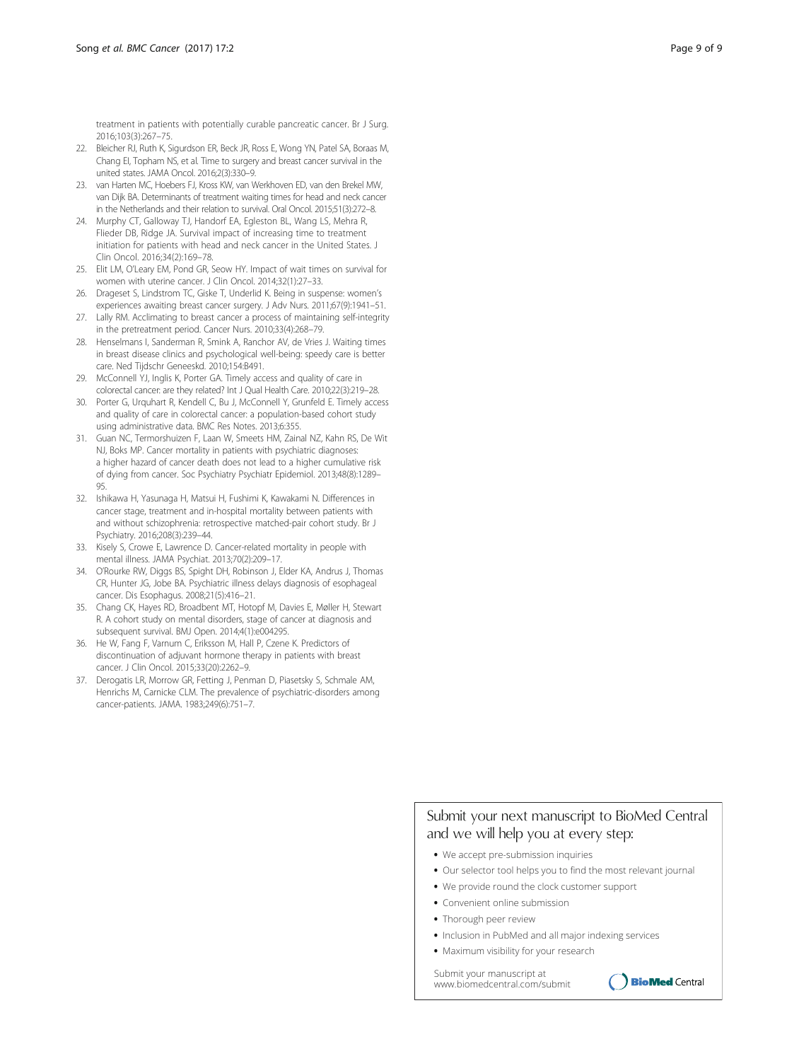treatment in patients with potentially curable pancreatic cancer. Br J Surg. 2016;103(3):267–75.

22. Bleicher RJ, Ruth K, Sigurdson ER, Beck JR, Ross E, Wong YN, Patel SA, Boraas M, Chang EI, Topham NS, et al. Time to surgery and breast cancer survival in the united states. JAMA Oncol. 2016;2(3):330–9.
23. van Harten MC, Hoebers FJ, Kross KW, van Werkhoven ED, van den Brekel MW, van Dijk BA. Determinants of treatment waiting times for head and neck cancer in the Netherlands and their relation to survival. Oral Oncol. 2015;51(3):272–8.
24. Murphy CT, Galloway TJ, Handorf EA, Egleston BL, Wang LS, Mehra R, Flieder DB, Ridge JA. Survival impact of increasing time to treatment initiation for patients with head and neck cancer in the United States. J Clin Oncol. 2016;34(2):169–78.
25. Elit LM, O'Leary EM, Pond GR, Seow HY. Impact of wait times on survival for women with uterine cancer. J Clin Oncol. 2014;32(1):27–33.
26. Drageset S, Lindstrom TC, Giske T, Underlid K. Being in suspense: women's experiences awaiting breast cancer surgery. J Adv Nurs. 2011;67(9):1941–51.
27. Lally RM. Acclimating to breast cancer a process of maintaining self-integrity in the pretreatment period. Cancer Nurs. 2010;33(4):268–79.
28. Henselmans I, Sanderman R, Smink A, Ranchor AV, de Vries J. Waiting times in breast disease clinics and psychological well-being: speedy care is better care. Ned Tijdschr Geneeskd. 2010;154:B491.
29. McConnell YJ, Inglis K, Porter GA. Timely access and quality of care in colorectal cancer: are they related? Int J Qual Health Care. 2010;22(3):219–28.
30. Porter G, Urquhart R, Kendell C, Bu J, McConnell Y, Grunfeld E. Timely access and quality of care in colorectal cancer: a population-based cohort study using administrative data. BMC Res Notes. 2013;6:355.
31. Guan NC, Termorshuizen F, Laan W, Smeets HM, Zainal NZ, Kahn RS, De Wit NJ, Boks MP. Cancer mortality in patients with psychiatric diagnoses: a higher hazard of cancer death does not lead to a higher cumulative risk of dying from cancer. Soc Psychiatry Psychiatr Epidemiol. 2013;48(8):1289–95.
32. Ishikawa H, Yasunaga H, Matsui H, Fushimi K, Kawakami N. Differences in cancer stage, treatment and in-hospital mortality between patients with and without schizophrenia: retrospective matched-pair cohort study. Br J Psychiatry. 2016;208(3):239–44.
33. Kisely S, Crowe E, Lawrence D. Cancer-related mortality in people with mental illness. JAMA Psychiat. 2013;70(2):209–17.
34. O'Rourke RW, Diggs BS, Spight DH, Robinson J, Elder KA, Andrus J, Thomas CR, Hunter JG, Jobe BA. Psychiatric illness delays diagnosis of esophageal cancer. Dis Esophagus. 2008;21(5):416–21.
35. Chang CK, Hayes RD, Broadbent MT, Hotopf M, Davies E, Møller H, Stewart R. A cohort study on mental disorders, stage of cancer at diagnosis and subsequent survival. BMJ Open. 2014;4(1):e004295.
36. He W, Fang F, Varnum C, Eriksson M, Hall P, Czene K. Predictors of discontinuation of adjuvant hormone therapy in patients with breast cancer. J Clin Oncol. 2015;33(20):2262–9.
37. Derogatis LR, Morrow GR, Fetting J, Penman D, Piasetsky S, Schmale AM, Henrichs M, Carnicke CLM. The prevalence of psychiatric-disorders among cancer-patients. JAMA. 1983;249(6):751–7.

Submit your next manuscript to BioMed Central and we will help you at every step:

- We accept pre-submission inquiries
- Our selector tool helps you to find the most relevant journal
- We provide round the clock customer support
- Convenient online submission
- Thorough peer review
- Inclusion in PubMed and all major indexing services
- Maximum visibility for your research

Submit your manuscript at
www.biomedcentral.com/submit

BioMed Central